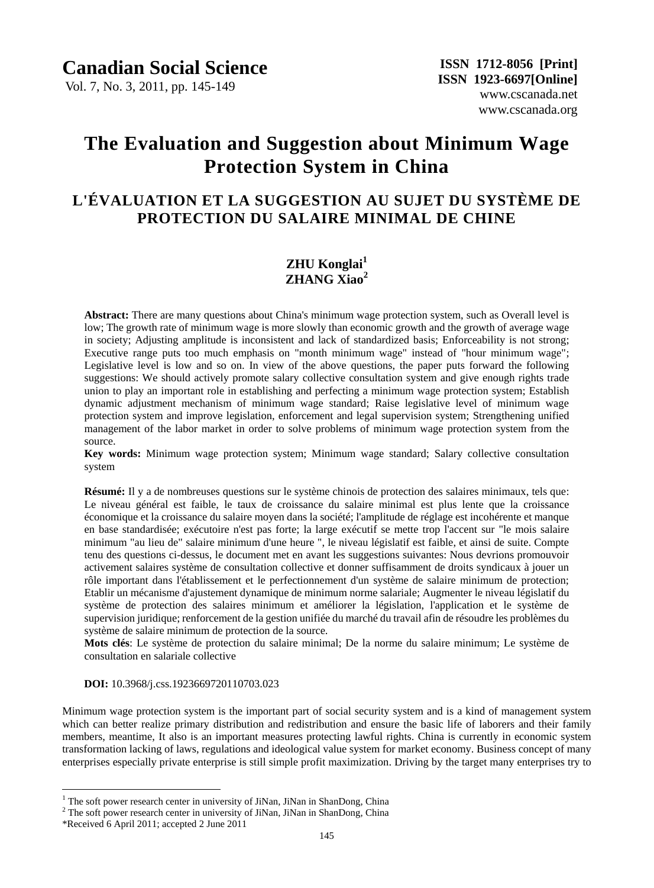# The Evaluation and Suggestion about Minimum Wage Protection System in China

## L'ÉVALUATION ET LA SUGGESTION AU SUJET DU SYSTÈME DE PROTECTION DU SALAIRE MINIMAL DE CHINE

**ZHU Konglai[1]**
**ZHANG Xiao[2]**

**Abstract:** There are many questions about China's minimum wage protection system, such as Overall level is low; The growth rate of minimum wage is more slowly than economic growth and the growth of average wage in society; Adjusting amplitude is inconsistent and lack of standardized basis; Enforceability is not strong; Executive range puts too much emphasis on "month minimum wage" instead of "hour minimum wage"; Legislative level is low and so on. In view of the above questions, the paper puts forward the following suggestions: We should actively promote salary collective consultation system and give enough rights trade union to play an important role in establishing and perfecting a minimum wage protection system; Establish dynamic adjustment mechanism of minimum wage standard; Raise legislative level of minimum wage protection system and improve legislation, enforcement and legal supervision system; Strengthening unified management of the labor market in order to solve problems of minimum wage protection system from the source.

**Key words:** Minimum wage protection system; Minimum wage standard; Salary collective consultation system

**Résumé:** Il y a de nombreuses questions sur le système chinois de protection des salaires minimaux, tels que: Le niveau général est faible, le taux de croissance du salaire minimal est plus lente que la croissance économique et la croissance du salaire moyen dans la société; l'amplitude de réglage est incohérente et manque en base standardisée; exécutoire n'est pas forte; la large exécutif se mette trop l'accent sur "le mois salaire minimum "au lieu de" salaire minimum d'une heure ", le niveau législatif est faible, et ainsi de suite. Compte tenu des questions ci-dessus, le document met en avant les suggestions suivantes: Nous devrions promouvoir activement salaires système de consultation collective et donner suffisamment de droits syndicaux à jouer un rôle important dans l'établissement et le perfectionnement d'un système de salaire minimum de protection; Etablir un mécanisme d'ajustement dynamique de minimum norme salariale; Augmenter le niveau législatif du système de protection des salaires minimum et améliorer la législation, l'application et le système de supervision juridique; renforcement de la gestion unifiée du marché du travail afin de résoudre les problèmes du système de salaire minimum de protection de la source.

**Mots clés**: Le système de protection du salaire minimal; De la norme du salaire minimum; Le système de consultation en salariale collective

**DOI:** 10.3968/j.css.1923669720110703.023

Minimum wage protection system is the important part of social security system and is a kind of management system which can better realize primary distribution and redistribution and ensure the basic life of laborers and their family members, meantime, It also is an important measures protecting lawful rights. China is currently in economic system transformation lacking of laws, regulations and ideological value system for market economy. Business concept of many enterprises especially private enterprise is still simple profit maximization. Driving by the target many enterprises try to

---

[1] The soft power research center in university of JiNan, JiNan in ShanDong, China

[2] The soft power research center in university of JiNan, JiNan in ShanDong, China

*Received 6 April 2011; accepted 2 June 2011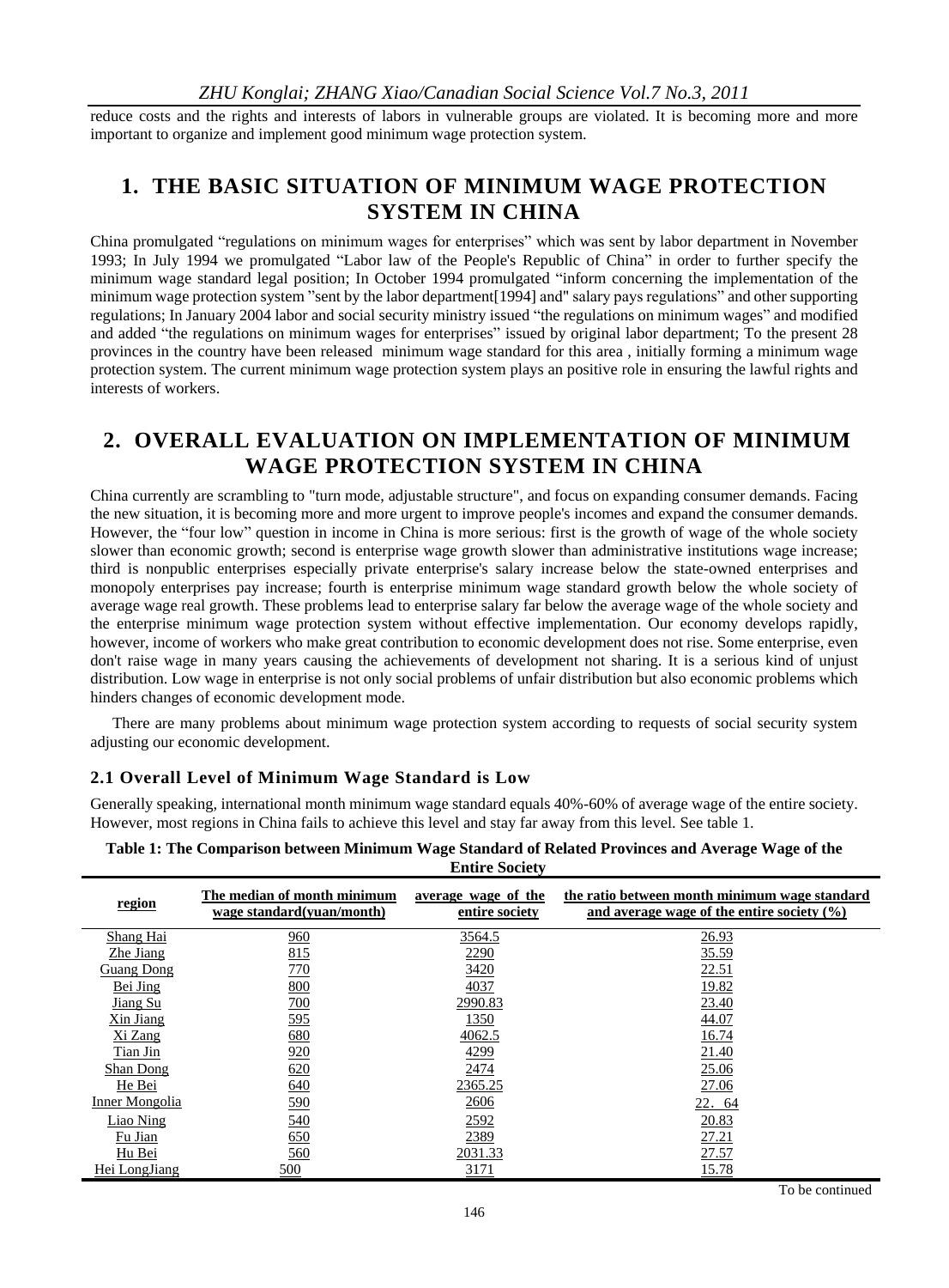reduce costs and the rights and interests of labors in vulnerable groups are violated. It is becoming more and more important to organize and implement good minimum wage protection system.

# 1. THE BASIC SITUATION OF MINIMUM WAGE PROTECTION SYSTEM IN CHINA

China promulgated "regulations on minimum wages for enterprises" which was sent by labor department in November 1993; In July 1994 we promulgated "Labor law of the People's Republic of China" in order to further specify the minimum wage standard legal position; In October 1994 promulgated "inform concerning the implementation of the minimum wage protection system "sent by the labor department[1994] and" salary pays regulations" and other supporting regulations; In January 2004 labor and social security ministry issued "the regulations on minimum wages" and modified and added "the regulations on minimum wages for enterprises" issued by original labor department; To the present 28 provinces in the country have been released minimum wage standard for this area , initially forming a minimum wage protection system. The current minimum wage protection system plays an positive role in ensuring the lawful rights and interests of workers.

# 2. OVERALL EVALUATION ON IMPLEMENTATION OF MINIMUM WAGE PROTECTION SYSTEM IN CHINA

China currently are scrambling to "turn mode, adjustable structure", and focus on expanding consumer demands. Facing the new situation, it is becoming more and more urgent to improve people's incomes and expand the consumer demands. However, the "four low" question in income in China is more serious: first is the growth of wage of the whole society slower than economic growth; second is enterprise wage growth slower than administrative institutions wage increase; third is nonpublic enterprises especially private enterprise's salary increase below the state-owned enterprises and monopoly enterprises pay increase; fourth is enterprise minimum wage standard growth below the whole society of average wage real growth. These problems lead to enterprise salary far below the average wage of the whole society and the enterprise minimum wage protection system without effective implementation. Our economy develops rapidly, however, income of workers who make great contribution to economic development does not rise. Some enterprise, even don't raise wage in many years causing the achievements of development not sharing. It is a serious kind of unjust distribution. Low wage in enterprise is not only social problems of unfair distribution but also economic problems which hinders changes of economic development mode.

There are many problems about minimum wage protection system according to requests of social security system adjusting our economic development.

## 2.1 Overall Level of Minimum Wage Standard is Low

Generally speaking, international month minimum wage standard equals 40%-60% of average wage of the entire society. However, most regions in China fails to achieve this level and stay far away from this level. See table 1.

**Table 1: The Comparison between Minimum Wage Standard of Related Provinces and Average Wage of the Entire Society**

| region | The median of month minimum wage standard(yuan/month) | average wage of the entire society | the ratio between month minimum wage standard and average wage of the entire society (%) |
|---|---|---|---|
| Shang Hai | 960 | 3564.5 | 26.93 |
| Zhe Jiang | 815 | 2290 | 35.59 |
| Guang Dong | 770 | 3420 | 22.51 |
| Bei Jing | 800 | 4037 | 19.82 |
| Jiang Su | 700 | 2990.83 | 23.40 |
| Xin Jiang | 595 | 1350 | 44.07 |
| Xi Zang | 680 | 4062.5 | 16.74 |
| Tian Jin | 920 | 4299 | 21.40 |
| Shan Dong | 620 | 2474 | 25.06 |
| He Bei | 640 | 2365.25 | 27.06 |
| Inner Mongolia | 590 | 2606 | 22．64 |
| Liao Ning | 540 | 2592 | 20.83 |
| Fu Jian | 650 | 2389 | 27.21 |
| Hu Bei | 560 | 2031.33 | 27.57 |
| Hei LongJiang | 500 | 3171 | 15.78 |

To be continued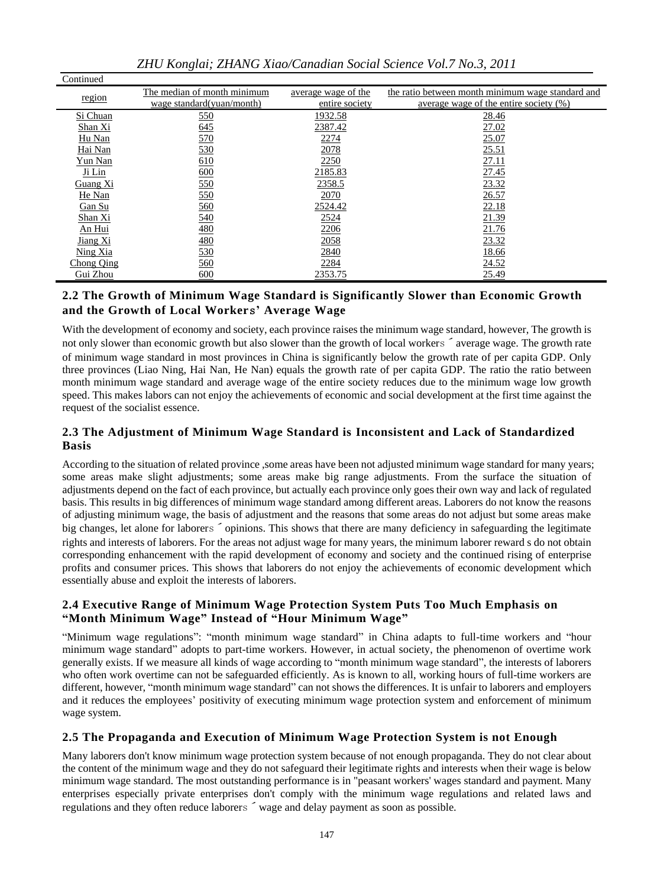Continued

| region | The median of month minimum wage standard(yuan/month) | average wage of the entire society | the ratio between month minimum wage standard and average wage of the entire society (%) |
|---|---|---|---|
| Si Chuan | 550 | 1932.58 | 28.46 |
| Shan Xi | 645 | 2387.42 | 27.02 |
| Hu Nan | 570 | 2274 | 25.07 |
| Hai Nan | 530 | 2078 | 25.51 |
| Yun Nan | 610 | 2250 | 27.11 |
| Ji Lin | 600 | 2185.83 | 27.45 |
| Guang Xi | 550 | 2358.5 | 23.32 |
| He Nan | 550 | 2070 | 26.57 |
| Gan Su | 560 | 2524.42 | 22.18 |
| Shan Xi | 540 | 2524 | 21.39 |
| An Hui | 480 | 2206 | 21.76 |
| Jiang Xi | 480 | 2058 | 23.32 |
| Ning Xia | 530 | 2840 | 18.66 |
| Chong Qing | 560 | 2284 | 24.52 |
| Gui Zhou | 600 | 2353.75 | 25.49 |

### 2.2 The Growth of Minimum Wage Standard is Significantly Slower than Economic Growth and the Growth of Local Workers' Average Wage

With the development of economy and society, each province raises the minimum wage standard, however, The growth is not only slower than economic growth but also slower than the growth of local workers ˊ average wage. The growth rate of minimum wage standard in most provinces in China is significantly below the growth rate of per capita GDP. Only three provinces (Liao Ning, Hai Nan, He Nan) equals the growth rate of per capita GDP. The ratio the ratio between month minimum wage standard and average wage of the entire society reduces due to the minimum wage low growth speed. This makes labors can not enjoy the achievements of economic and social development at the first time against the request of the socialist essence.

### 2.3 The Adjustment of Minimum Wage Standard is Inconsistent and Lack of Standardized Basis

According to the situation of related province ,some areas have been not adjusted minimum wage standard for many years; some areas make slight adjustments; some areas make big range adjustments. From the surface the situation of adjustments depend on the fact of each province, but actually each province only goes their own way and lack of regulated basis. This results in big differences of minimum wage standard among different areas. Laborers do not know the reasons of adjusting minimum wage, the basis of adjustment and the reasons that some areas do not adjust but some areas make big changes, let alone for laborers ˊ opinions. This shows that there are many deficiency in safeguarding the legitimate rights and interests of laborers. For the areas not adjust wage for many years, the minimum laborer reward s do not obtain corresponding enhancement with the rapid development of economy and society and the continued rising of enterprise profits and consumer prices. This shows that laborers do not enjoy the achievements of economic development which essentially abuse and exploit the interests of laborers.

### 2.4 Executive Range of Minimum Wage Protection System Puts Too Much Emphasis on "Month Minimum Wage" Instead of "Hour Minimum Wage"

"Minimum wage regulations": "month minimum wage standard" in China adapts to full-time workers and "hour minimum wage standard" adopts to part-time workers. However, in actual society, the phenomenon of overtime work generally exists. If we measure all kinds of wage according to "month minimum wage standard", the interests of laborers who often work overtime can not be safeguarded efficiently. As is known to all, working hours of full-time workers are different, however, "month minimum wage standard" can not shows the differences. It is unfair to laborers and employers and it reduces the employees' positivity of executing minimum wage protection system and enforcement of minimum wage system.

### 2.5 The Propaganda and Execution of Minimum Wage Protection System is not Enough

Many laborers don't know minimum wage protection system because of not enough propaganda. They do not clear about the content of the minimum wage and they do not safeguard their legitimate rights and interests when their wage is below minimum wage standard. The most outstanding performance is in "peasant workers' wages standard and payment. Many enterprises especially private enterprises don't comply with the minimum wage regulations and related laws and regulations and they often reduce laborers ˊ wage and delay payment as soon as possible.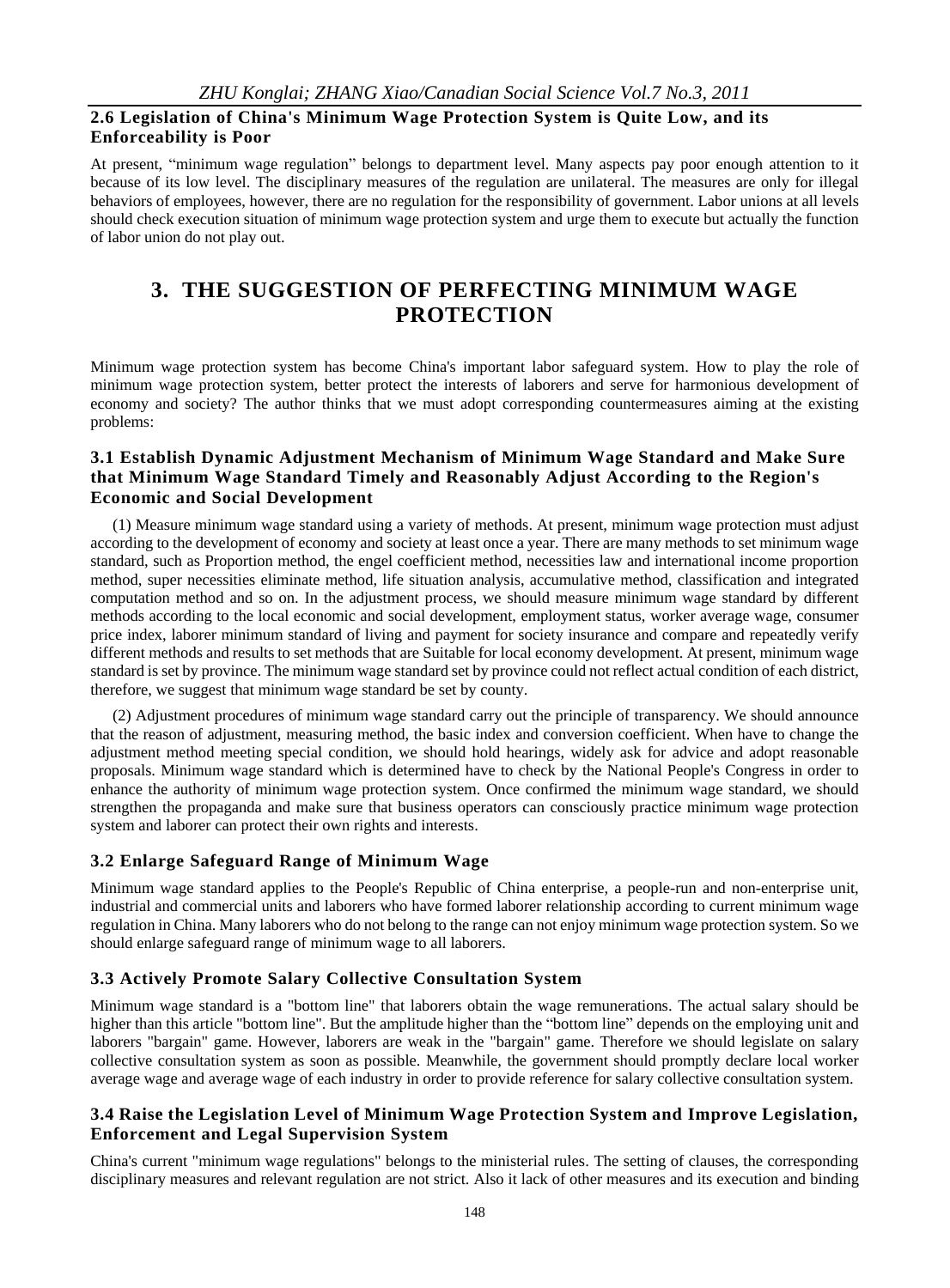### 2.6 Legislation of China's Minimum Wage Protection System is Quite Low, and its Enforceability is Poor

At present, "minimum wage regulation" belongs to department level. Many aspects pay poor enough attention to it because of its low level. The disciplinary measures of the regulation are unilateral. The measures are only for illegal behaviors of employees, however, there are no regulation for the responsibility of government. Labor unions at all levels should check execution situation of minimum wage protection system and urge them to execute but actually the function of labor union do not play out.

## 3. THE SUGGESTION OF PERFECTING MINIMUM WAGE PROTECTION

Minimum wage protection system has become China's important labor safeguard system. How to play the role of minimum wage protection system, better protect the interests of laborers and serve for harmonious development of economy and society? The author thinks that we must adopt corresponding countermeasures aiming at the existing problems:

### 3.1 Establish Dynamic Adjustment Mechanism of Minimum Wage Standard and Make Sure that Minimum Wage Standard Timely and Reasonably Adjust According to the Region's Economic and Social Development

(1) Measure minimum wage standard using a variety of methods. At present, minimum wage protection must adjust according to the development of economy and society at least once a year. There are many methods to set minimum wage standard, such as Proportion method, the engel coefficient method, necessities law and international income proportion method, super necessities eliminate method, life situation analysis, accumulative method, classification and integrated computation method and so on. In the adjustment process, we should measure minimum wage standard by different methods according to the local economic and social development, employment status, worker average wage, consumer price index, laborer minimum standard of living and payment for society insurance and compare and repeatedly verify different methods and results to set methods that are Suitable for local economy development. At present, minimum wage standard is set by province. The minimum wage standard set by province could not reflect actual condition of each district, therefore, we suggest that minimum wage standard be set by county.

(2) Adjustment procedures of minimum wage standard carry out the principle of transparency. We should announce that the reason of adjustment, measuring method, the basic index and conversion coefficient. When have to change the adjustment method meeting special condition, we should hold hearings, widely ask for advice and adopt reasonable proposals. Minimum wage standard which is determined have to check by the National People's Congress in order to enhance the authority of minimum wage protection system. Once confirmed the minimum wage standard, we should strengthen the propaganda and make sure that business operators can consciously practice minimum wage protection system and laborer can protect their own rights and interests.

### 3.2 Enlarge Safeguard Range of Minimum Wage

Minimum wage standard applies to the People's Republic of China enterprise, a people-run and non-enterprise unit, industrial and commercial units and laborers who have formed laborer relationship according to current minimum wage regulation in China. Many laborers who do not belong to the range can not enjoy minimum wage protection system. So we should enlarge safeguard range of minimum wage to all laborers.

### 3.3 Actively Promote Salary Collective Consultation System

Minimum wage standard is a "bottom line" that laborers obtain the wage remunerations. The actual salary should be higher than this article "bottom line". But the amplitude higher than the "bottom line" depends on the employing unit and laborers "bargain" game. However, laborers are weak in the "bargain" game. Therefore we should legislate on salary collective consultation system as soon as possible. Meanwhile, the government should promptly declare local worker average wage and average wage of each industry in order to provide reference for salary collective consultation system.

### 3.4 Raise the Legislation Level of Minimum Wage Protection System and Improve Legislation, Enforcement and Legal Supervision System

China's current "minimum wage regulations" belongs to the ministerial rules. The setting of clauses, the corresponding disciplinary measures and relevant regulation are not strict. Also it lack of other measures and its execution and binding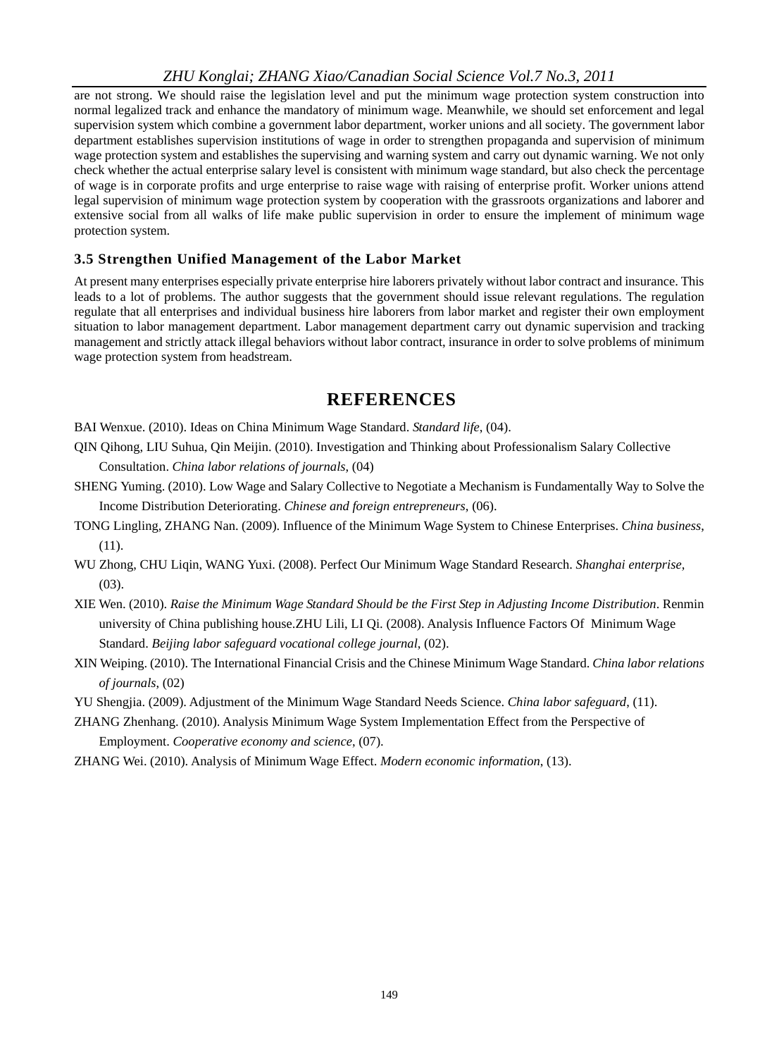are not strong. We should raise the legislation level and put the minimum wage protection system construction into normal legalized track and enhance the mandatory of minimum wage. Meanwhile, we should set enforcement and legal supervision system which combine a government labor department, worker unions and all society. The government labor department establishes supervision institutions of wage in order to strengthen propaganda and supervision of minimum wage protection system and establishes the supervising and warning system and carry out dynamic warning. We not only check whether the actual enterprise salary level is consistent with minimum wage standard, but also check the percentage of wage is in corporate profits and urge enterprise to raise wage with raising of enterprise profit. Worker unions attend legal supervision of minimum wage protection system by cooperation with the grassroots organizations and laborer and extensive social from all walks of life make public supervision in order to ensure the implement of minimum wage protection system.

### 3.5 Strengthen Unified Management of the Labor Market

At present many enterprises especially private enterprise hire laborers privately without labor contract and insurance. This leads to a lot of problems. The author suggests that the government should issue relevant regulations. The regulation regulate that all enterprises and individual business hire laborers from labor market and register their own employment situation to labor management department. Labor management department carry out dynamic supervision and tracking management and strictly attack illegal behaviors without labor contract, insurance in order to solve problems of minimum wage protection system from headstream.

## REFERENCES

BAI Wenxue. (2010). Ideas on China Minimum Wage Standard. *Standard life*, (04).

QIN Qihong, LIU Suhua, Qin Meijin. (2010). Investigation and Thinking about Professionalism Salary Collective Consultation. *China labor relations of journals*, (04)

SHENG Yuming. (2010). Low Wage and Salary Collective to Negotiate a Mechanism is Fundamentally Way to Solve the Income Distribution Deteriorating. *Chinese and foreign entrepreneurs*, (06).

TONG Lingling, ZHANG Nan. (2009). Influence of the Minimum Wage System to Chinese Enterprises. *China business*, (11).

WU Zhong, CHU Liqin, WANG Yuxi. (2008). Perfect Our Minimum Wage Standard Research. *Shanghai enterprise*, (03).

XIE Wen. (2010). *Raise the Minimum Wage Standard Should be the First Step in Adjusting Income Distribution*. Renmin university of China publishing house.ZHU Lili, LI Qi. (2008). Analysis Influence Factors Of Minimum Wage Standard. *Beijing labor safeguard vocational college journal*, (02).

XIN Weiping. (2010). The International Financial Crisis and the Chinese Minimum Wage Standard. *China labor relations of journals*, (02)

YU Shengjia. (2009). Adjustment of the Minimum Wage Standard Needs Science. *China labor safeguard*, (11).

ZHANG Zhenhang. (2010). Analysis Minimum Wage System Implementation Effect from the Perspective of Employment. *Cooperative economy and science*, (07).

ZHANG Wei. (2010). Analysis of Minimum Wage Effect. *Modern economic information*, (13).